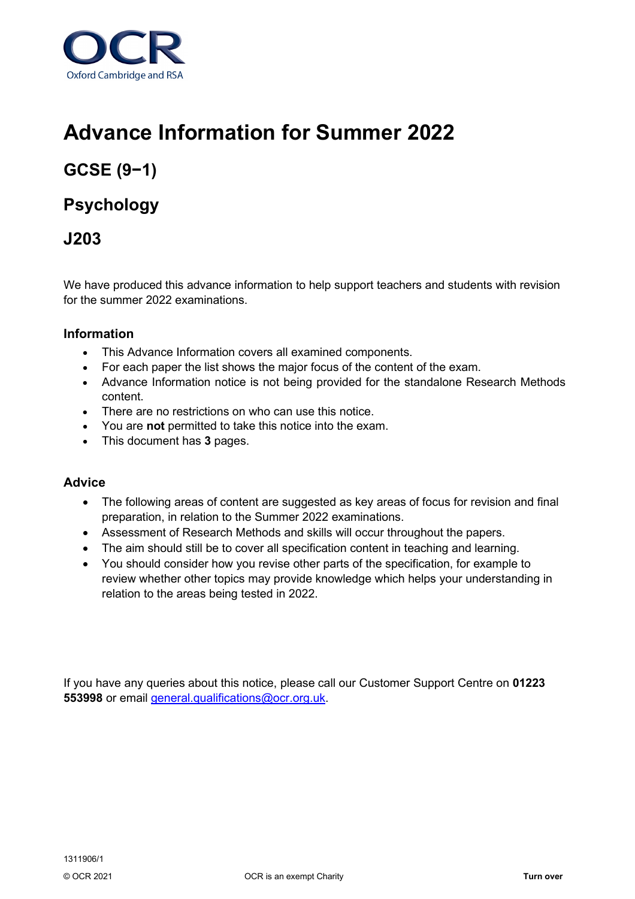OCR

Oxford Cambridge and RSA

# Advance Information for Summer 2022

## GCSE (9−1)

## Psychology

## J203

We have produced this advance information to help support teachers and students with revision for the summer 2022 examinations.

### Information

- This Advance Information covers all examined components.
- For each paper the list shows the major focus of the content of the exam.
- Advance Information notice is not being provided for the standalone Research Methods content.
- There are no restrictions on who can use this notice.
- You are **not** permitted to take this notice into the exam.
- This document has **3** pages.

### Advice

- The following areas of content are suggested as key areas of focus for revision and final preparation, in relation to the Summer 2022 examinations.
- Assessment of Research Methods and skills will occur throughout the papers.
- The aim should still be to cover all specification content in teaching and learning.
- You should consider how you revise other parts of the specification, for example to review whether other topics may provide knowledge which helps your understanding in relation to the areas being tested in 2022.

If you have any queries about this notice, please call our Customer Support Centre on **01223 553998** or email general.qualifications@ocr.org.uk.

1311906/1

© OCR 2021 OCR is an exempt Charity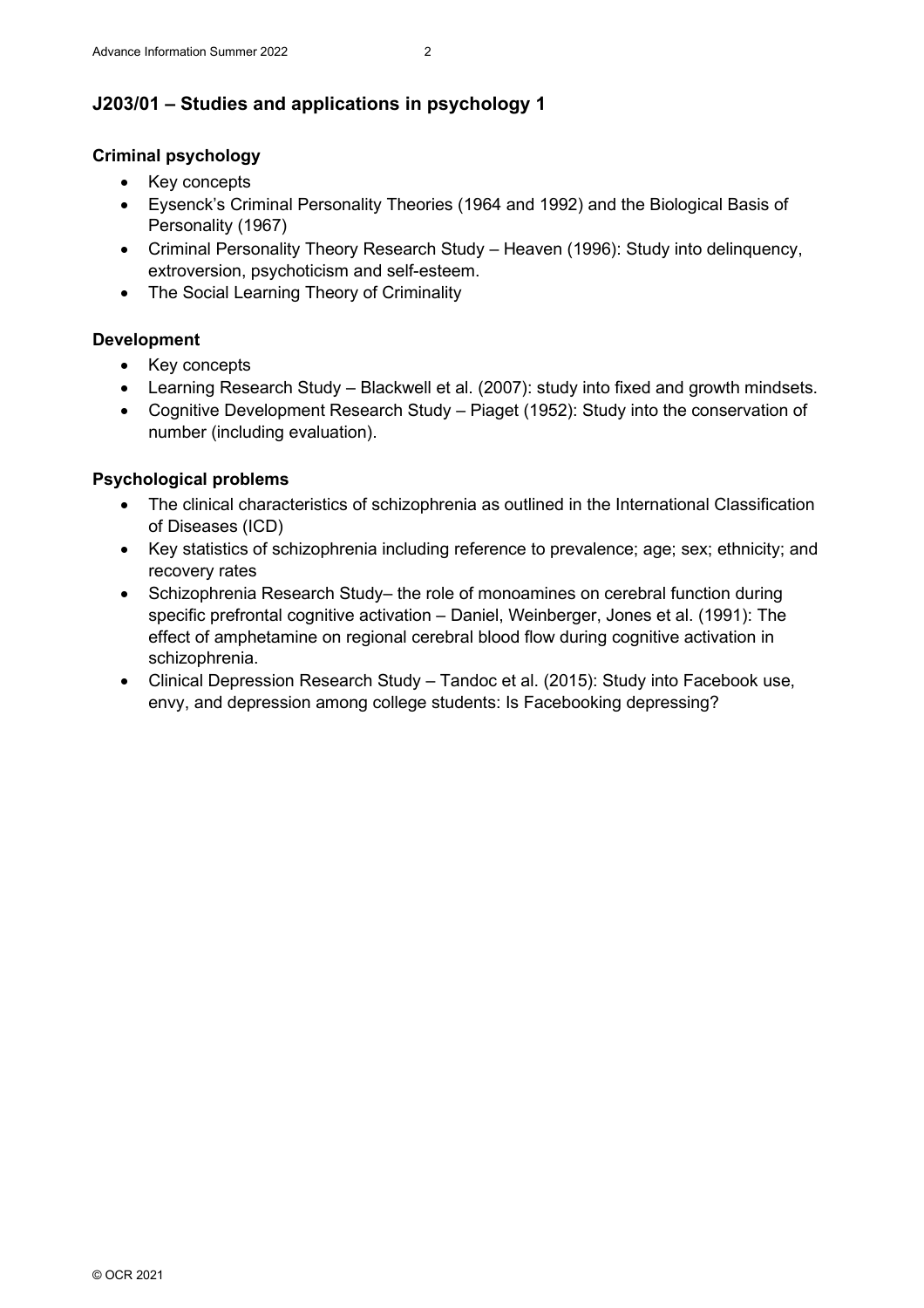## J203/01 – Studies and applications in psychology 1

### Criminal psychology

- Key concepts
- Eysenck's Criminal Personality Theories (1964 and 1992) and the Biological Basis of Personality (1967)
- Criminal Personality Theory Research Study – Heaven (1996): Study into delinquency, extroversion, psychoticism and self-esteem.
- The Social Learning Theory of Criminality

### Development

- Key concepts
- Learning Research Study – Blackwell et al. (2007): study into fixed and growth mindsets.
- Cognitive Development Research Study – Piaget (1952): Study into the conservation of number (including evaluation).

### Psychological problems

- The clinical characteristics of schizophrenia as outlined in the International Classification of Diseases (ICD)
- Key statistics of schizophrenia including reference to prevalence; age; sex; ethnicity; and recovery rates
- Schizophrenia Research Study– the role of monoamines on cerebral function during specific prefrontal cognitive activation – Daniel, Weinberger, Jones et al. (1991): The effect of amphetamine on regional cerebral blood flow during cognitive activation in schizophrenia.
- Clinical Depression Research Study – Tandoc et al. (2015): Study into Facebook use, envy, and depression among college students: Is Facebooking depressing?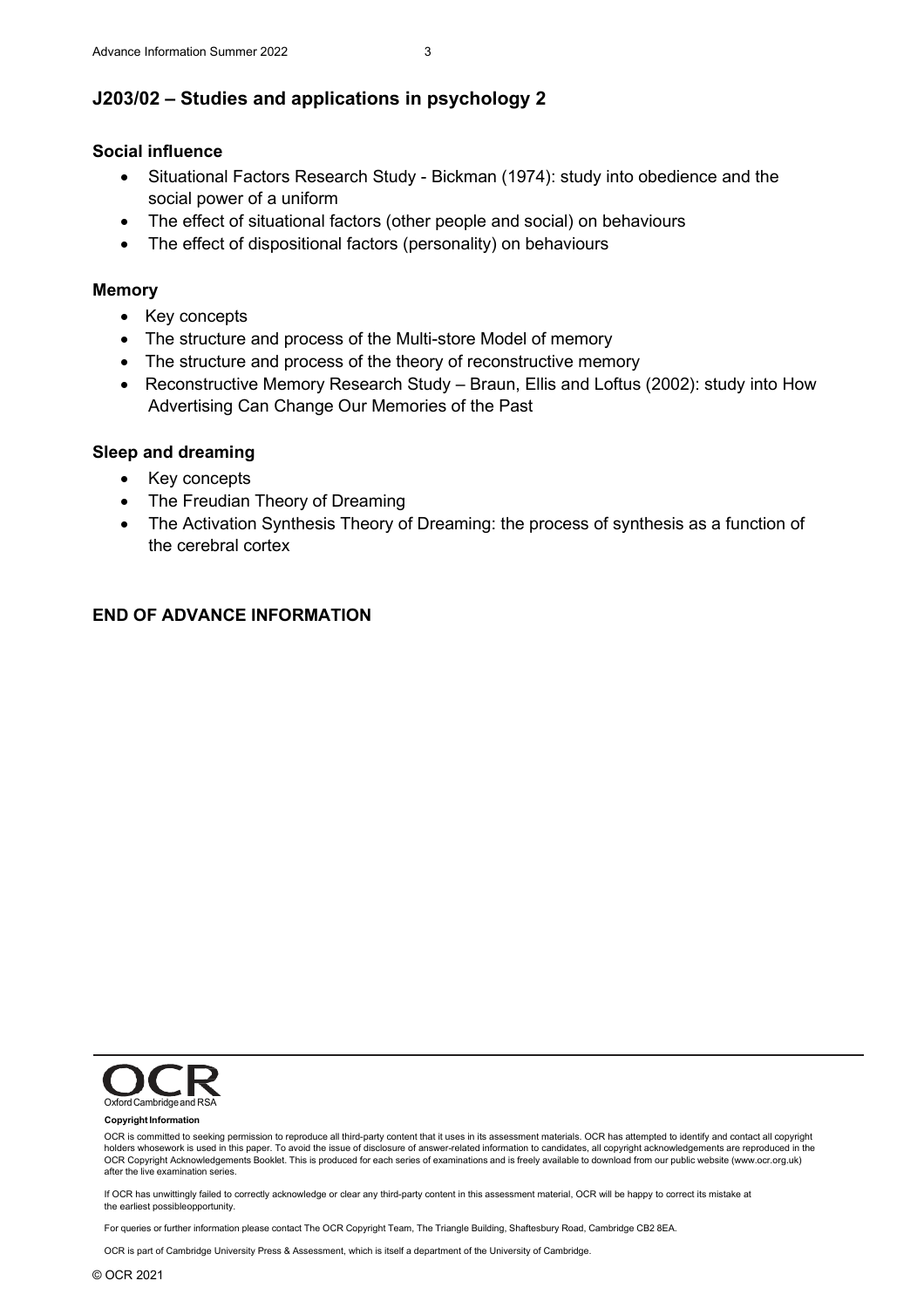## J203/02 – Studies and applications in psychology 2

### Social influence

- Situational Factors Research Study - Bickman (1974): study into obedience and the social power of a uniform
- The effect of situational factors (other people and social) on behaviours
- The effect of dispositional factors (personality) on behaviours

### Memory

- Key concepts
- The structure and process of the Multi-store Model of memory
- The structure and process of the theory of reconstructive memory
- Reconstructive Memory Research Study – Braun, Ellis and Loftus (2002): study into How Advertising Can Change Our Memories of the Past

### Sleep and dreaming

- Key concepts
- The Freudian Theory of Dreaming
- The Activation Synthesis Theory of Dreaming: the process of synthesis as a function of the cerebral cortex

**END OF ADVANCE INFORMATION**

OCR
Oxford Cambridge and RSA

**Copyright Information**

OCR is committed to seeking permission to reproduce all third-party content that it uses in its assessment materials. OCR has attempted to identify and contact all copyright holders whose work is used in this paper. To avoid the issue of disclosure of answer-related information to candidates, all copyright acknowledgements are reproduced in the OCR Copyright Acknowledgements Booklet. This is produced for each series of examinations and is freely available to download from our public website (www.ocr.org.uk) after the live examination series.

If OCR has unwittingly failed to correctly acknowledge or clear any third-party content in this assessment material, OCR will be happy to correct its mistake at the earliest possibleopportunity.

For queries or further information please contact The OCR Copyright Team, The Triangle Building, Shaftesbury Road, Cambridge CB2 8EA.

OCR is part of Cambridge University Press & Assessment, which is itself a department of the University of Cambridge.

© OCR 2021